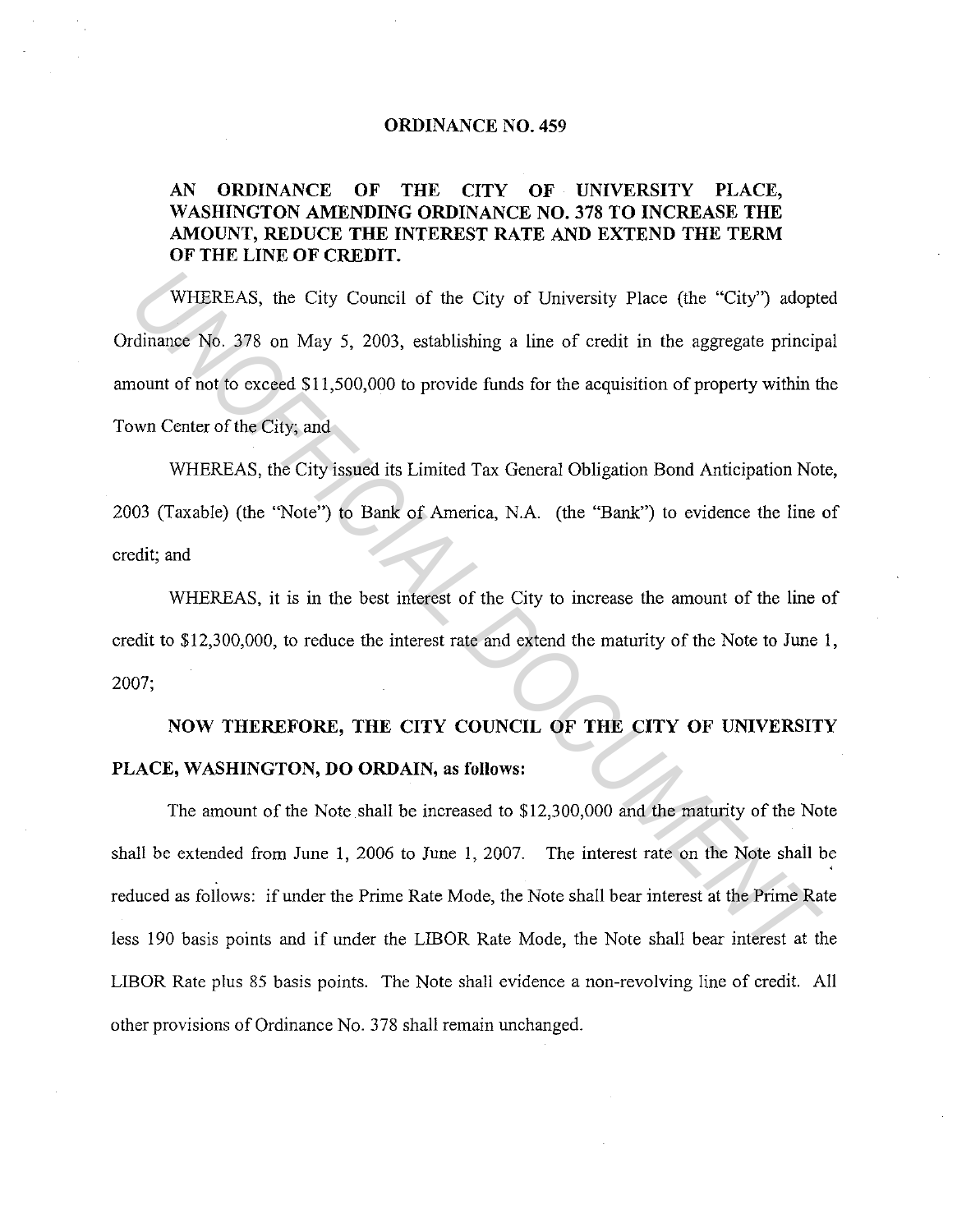# ORDINANCE NO. 459

## AN ORDINANCE OF THE CITY OF UNIVERSITY PLACE, WASHINGTON AMENDING ORDINANCE NO. 378 TO INCREASE THE AMOUNT, REDUCE THE INTEREST RATE AND EXTEND THE TERM OF THE LINE OF CREDIT.

WHEREAS, the City Council of the City of University Place (the "City") adopted Ordinance No. 378 on May 5, 2003, establishing a line of credit in the aggregate principal amount of not to exceed $11,500,000 to provide funds for the acquisition of property within the Town Center of the City; and

WHEREAS, the City issued its Limited Tax General Obligation Bond Anticipation Note, 2003 (Taxable) (the "Note") to Bank of America, N.A. (the "Bank") to evidence the line of credit; and

WHEREAS, it is in the best interest of the City to increase the amount of the line of credit to $12,300,000, to reduce the interest rate and extend the maturity of the Note to June 1, 2007;

**NOW THEREFORE, THE CITY COUNCIL OF THE CITY OF UNIVERSITY PLACE, WASHINGTON, DO ORDAIN, as follows:**

The amount of the Note shall be increased to $12,300,000 and the maturity of the Note shall be extended from June 1, 2006 to June 1, 2007. The interest rate on the Note shall be reduced as follows: if under the Prime Rate Mode, the Note shall bear interest at the Prime Rate less 190 basis points and if under the LIBOR Rate Mode, the Note shall bear interest at the LIBOR Rate plus 85 basis points. The Note shall evidence a non-revolving line of credit. All other provisions of Ordinance No. 378 shall remain unchanged.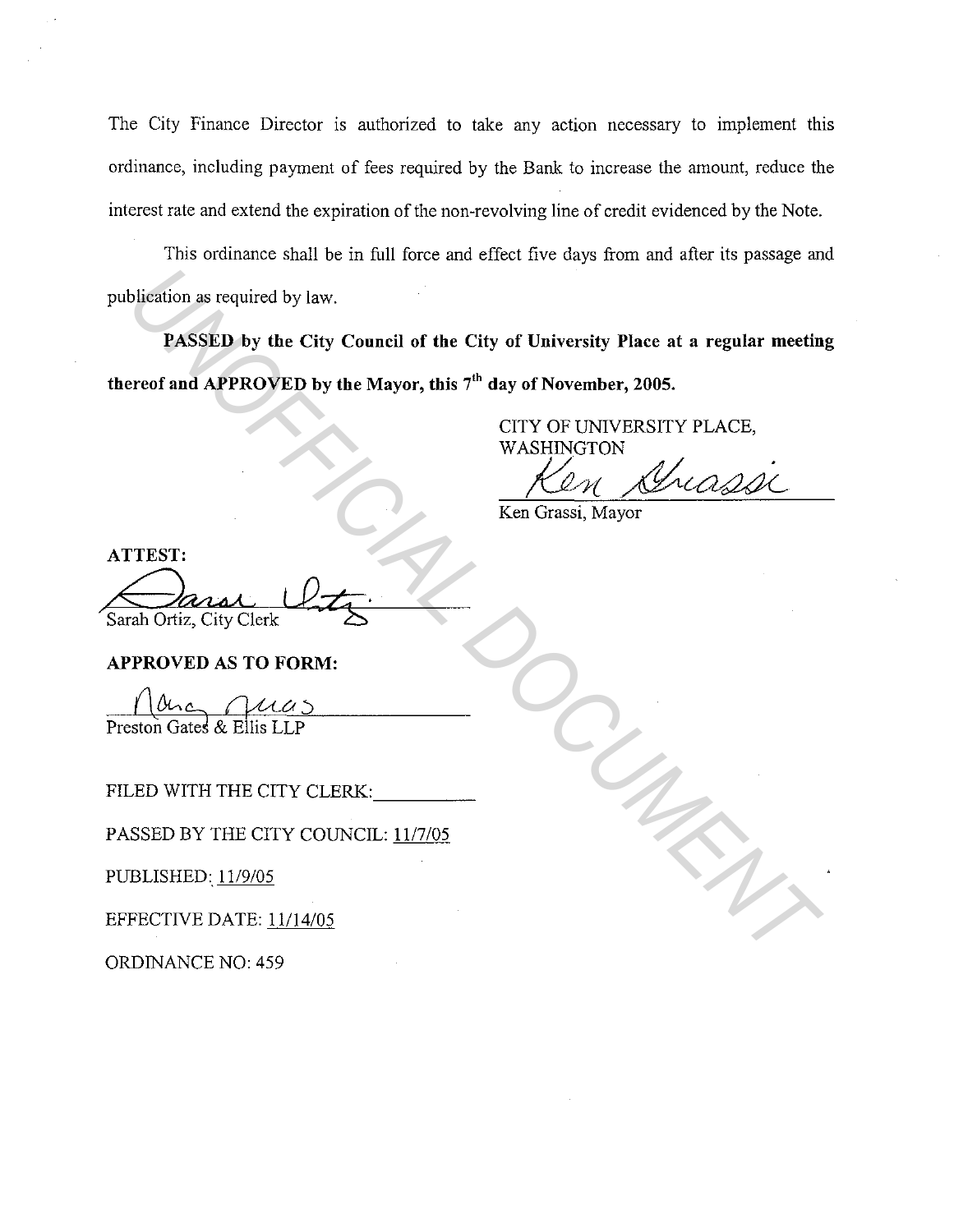The City Finance Director is authorized to take any action necessary to implement this ordinance, including payment of fees required by the Bank to increase the amount, reduce the interest rate and extend the expiration of the non-revolving line of credit evidenced by the Note.

This ordinance shall be in full force and effect five days from and after its passage and publication as required by law.

**PASSED by the City Council of the City of University Place at a regular meeting thereof and APPROVED by the Mayor, this 7th day of November, 2005.**

CITY OF UNIVERSITY PLACE, WASHINGTON

Ken Grassi

Ken Grassi, Mayor

**ATTEST:**

Sarah Ortiz

Sarah Ortiz, City Clerk

**APPROVED AS TO FORM:**

Preston Gates & Ellis LLP

FILED WITH THE CITY CLERK:__________

PASSED BY THE CITY COUNCIL: 11/7/05

PUBLISHED: 11/9/05

EFFECTIVE DATE: 11/14/05

ORDINANCE NO: 459